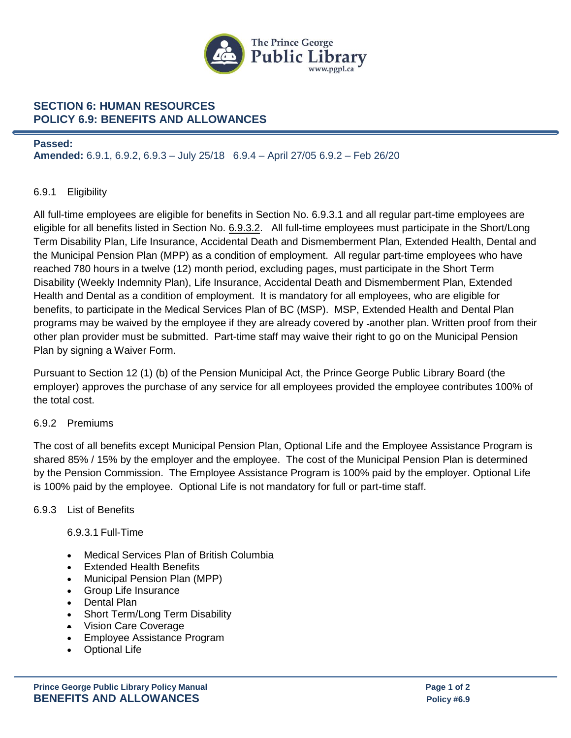## SECTION 6: HUMAN RESOURCES
## POLICY 6.9: BENEFITS AND ALLOWANCES

**Passed:**
**Amended:** 6.9.1, 6.9.2, 6.9.3 – July 25/18 6.9.4 – April 27/05 6.9.2 – Feb 26/20

### 6.9.1 Eligibility

All full-time employees are eligible for benefits in Section No. 6.9.3.1 and all regular part-time employees are eligible for all benefits listed in Section No. 6.9.3.2. All full-time employees must participate in the Short/Long Term Disability Plan, Life Insurance, Accidental Death and Dismemberment Plan, Extended Health, Dental and the Municipal Pension Plan (MPP) as a condition of employment. All regular part-time employees who have reached 780 hours in a twelve (12) month period, excluding pages, must participate in the Short Term Disability (Weekly Indemnity Plan), Life Insurance, Accidental Death and Dismemberment Plan, Extended Health and Dental as a condition of employment. It is mandatory for all employees, who are eligible for benefits, to participate in the Medical Services Plan of BC (MSP). MSP, Extended Health and Dental Plan programs may be waived by the employee if they are already covered by another plan. Written proof from their other plan provider must be submitted. Part-time staff may waive their right to go on the Municipal Pension Plan by signing a Waiver Form.

Pursuant to Section 12 (1) (b) of the Pension Municipal Act, the Prince George Public Library Board (the employer) approves the purchase of any service for all employees provided the employee contributes 100% of the total cost.

### 6.9.2 Premiums

The cost of all benefits except Municipal Pension Plan, Optional Life and the Employee Assistance Program is shared 85% / 15% by the employer and the employee. The cost of the Municipal Pension Plan is determined by the Pension Commission. The Employee Assistance Program is 100% paid by the employer. Optional Life is 100% paid by the employee. Optional Life is not mandatory for full or part-time staff.

### 6.9.3 List of Benefits

#### 6.9.3.1 Full-Time

- Medical Services Plan of British Columbia
- Extended Health Benefits
- Municipal Pension Plan (MPP)
- Group Life Insurance
- Dental Plan
- Short Term/Long Term Disability
- Vision Care Coverage
- Employee Assistance Program
- Optional Life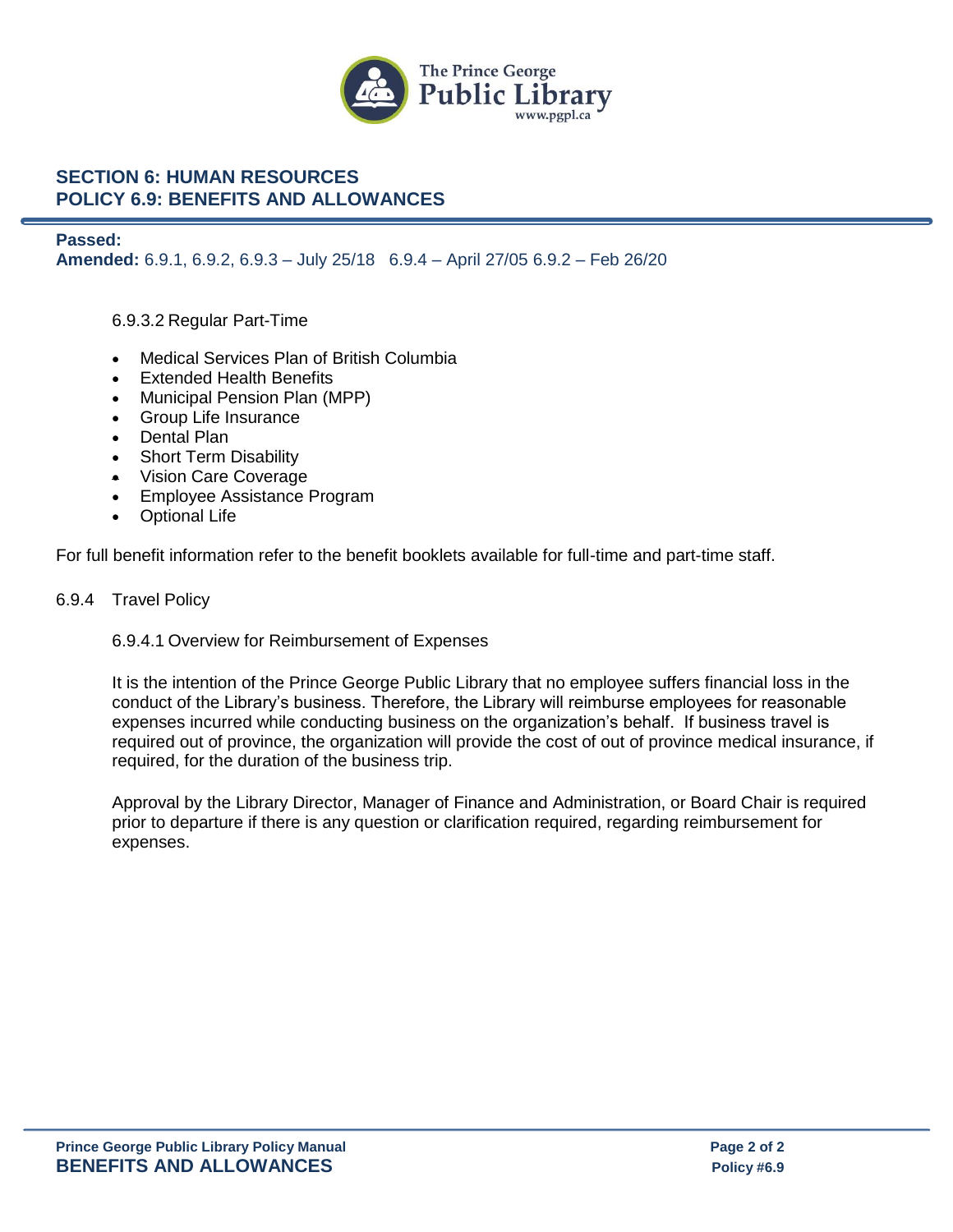## SECTION 6: HUMAN RESOURCES
## POLICY 6.9: BENEFITS AND ALLOWANCES

**Passed:**
**Amended:** 6.9.1, 6.9.2, 6.9.3 – July 25/18 6.9.4 – April 27/05 6.9.2 – Feb 26/20

6.9.3.2 Regular Part-Time

- Medical Services Plan of British Columbia
- Extended Health Benefits
- Municipal Pension Plan (MPP)
- Group Life Insurance
- Dental Plan
- Short Term Disability
- Vision Care Coverage
- Employee Assistance Program
- Optional Life

For full benefit information refer to the benefit booklets available for full-time and part-time staff.

6.9.4 Travel Policy

6.9.4.1 Overview for Reimbursement of Expenses

It is the intention of the Prince George Public Library that no employee suffers financial loss in the conduct of the Library's business. Therefore, the Library will reimburse employees for reasonable expenses incurred while conducting business on the organization's behalf. If business travel is required out of province, the organization will provide the cost of out of province medical insurance, if required, for the duration of the business trip.

Approval by the Library Director, Manager of Finance and Administration, or Board Chair is required prior to departure if there is any question or clarification required, regarding reimbursement for expenses.